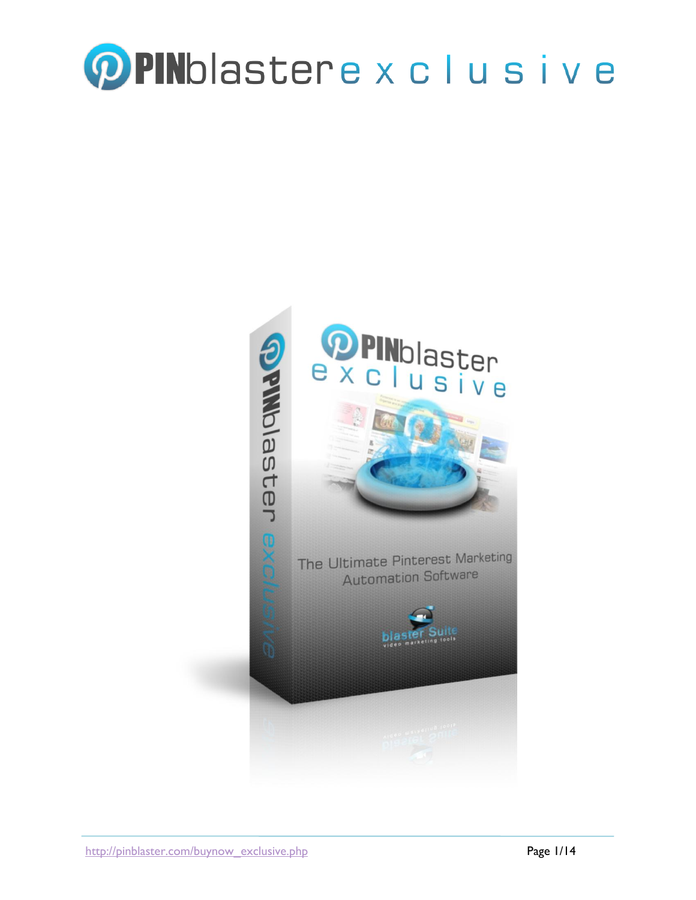# PINblaster exclusive

The Ultimate Pinterest Marketing Automation Software

blaster Suite
video marketing tools

http://pinblaster.com/buynow_exclusive.php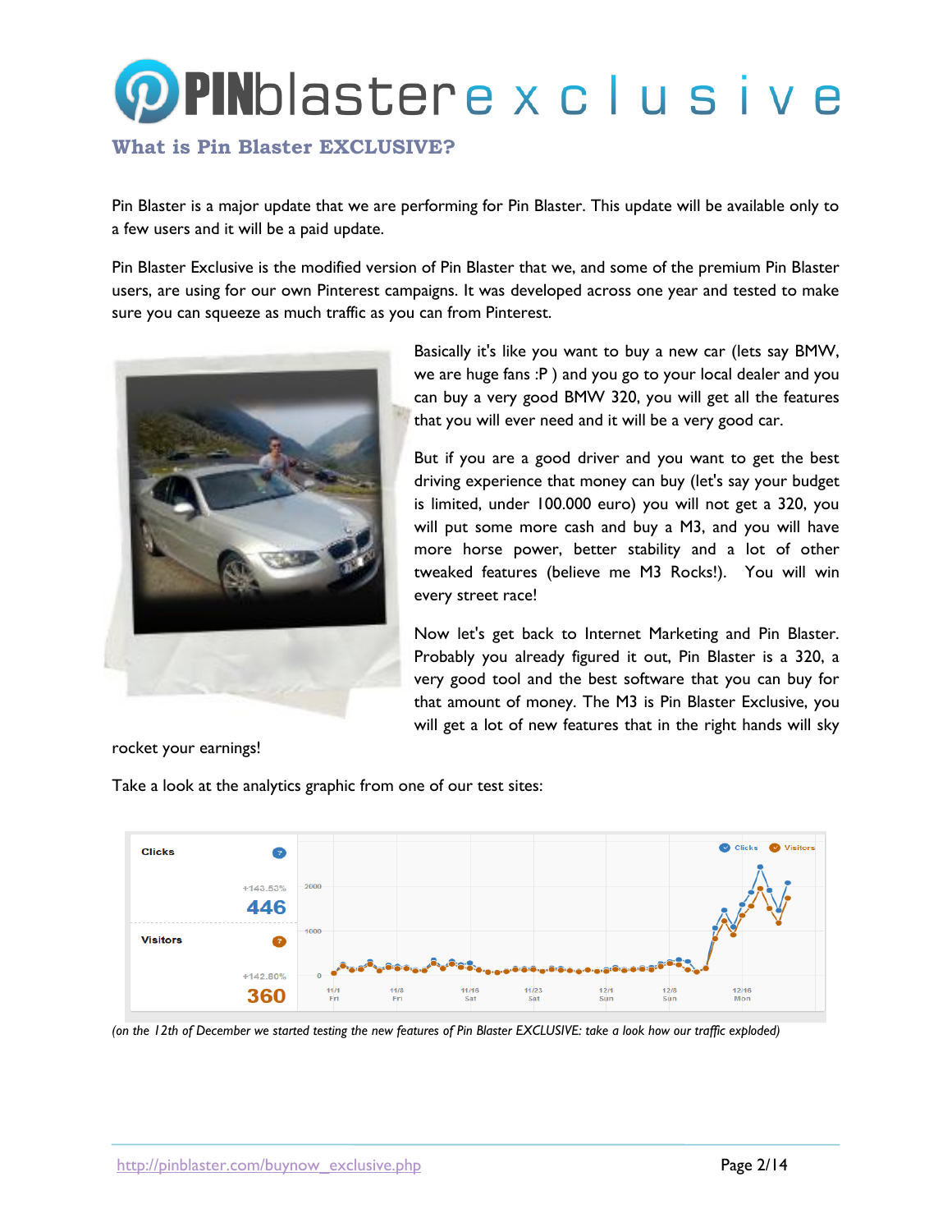# PINblaster exclusive

## What is Pin Blaster EXCLUSIVE?

Pin Blaster is a major update that we are performing for Pin Blaster. This update will be available only to a few users and it will be a paid update.

Pin Blaster Exclusive is the modified version of Pin Blaster that we, and some of the premium Pin Blaster users, are using for our own Pinterest campaigns. It was developed across one year and tested to make sure you can squeeze as much traffic as you can from Pinterest.

Basically it's like you want to buy a new car (lets say BMW, we are huge fans :P ) and you go to your local dealer and you can buy a very good BMW 320, you will get all the features that you will ever need and it will be a very good car.

But if you are a good driver and you want to get the best driving experience that money can buy (let's say your budget is limited, under 100.000 euro) you will not get a 320, you will put some more cash and buy a M3, and you will have more horse power, better stability and a lot of other tweaked features (believe me M3 Rocks!). You will win every street race!

Now let's get back to Internet Marketing and Pin Blaster. Probably you already figured it out, Pin Blaster is a 320, a very good tool and the best software that you can buy for that amount of money. The M3 is Pin Blaster Exclusive, you will get a lot of new features that in the right hands will sky rocket your earnings!

Take a look at the analytics graphic from one of our test sites:

*(on the 12th of December we started testing the new features of Pin Blaster EXCLUSIVE: take a look how our traffic exploded)*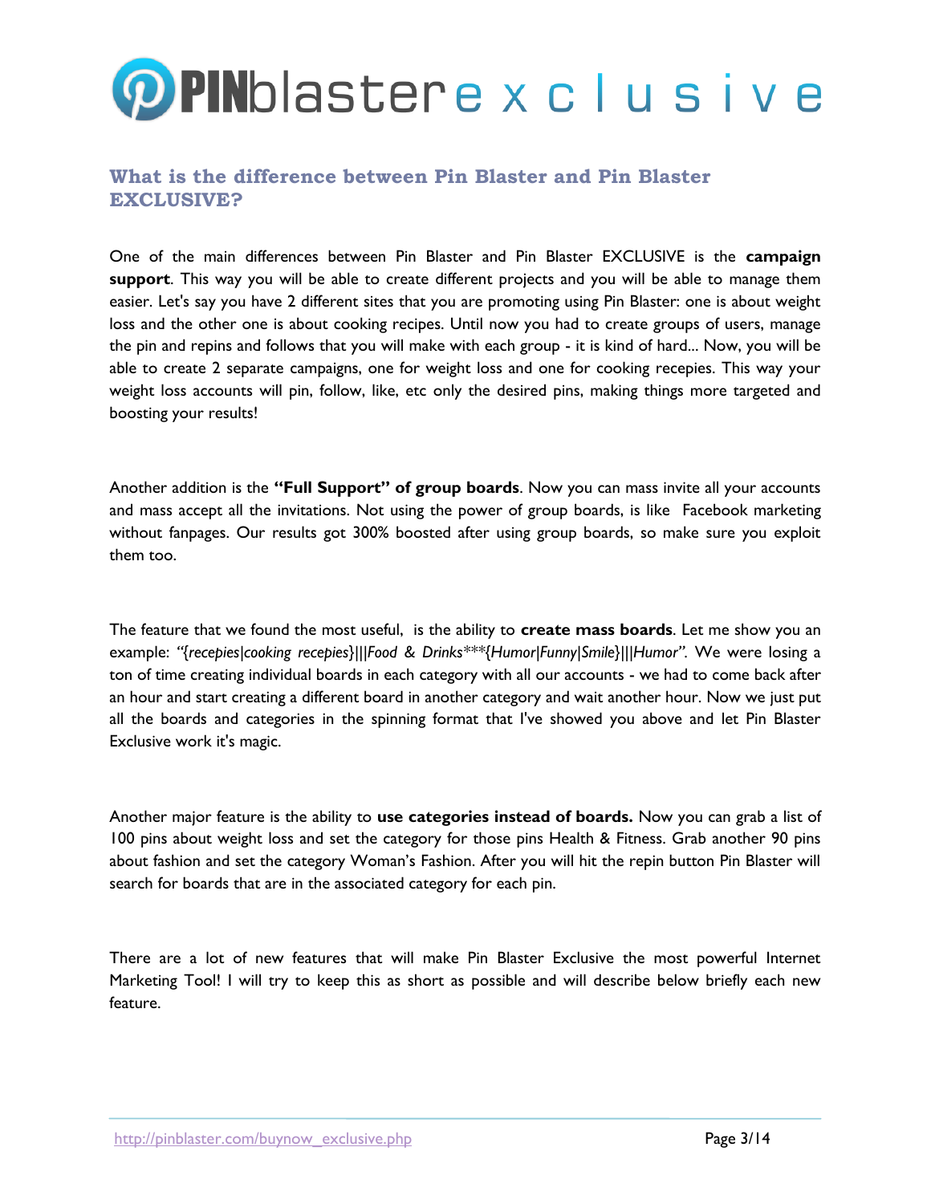# PINblaster exclusive

## What is the difference between Pin Blaster and Pin Blaster EXCLUSIVE?

One of the main differences between Pin Blaster and Pin Blaster EXCLUSIVE is the **campaign support**. This way you will be able to create different projects and you will be able to manage them easier. Let's say you have 2 different sites that you are promoting using Pin Blaster: one is about weight loss and the other one is about cooking recipes. Until now you had to create groups of users, manage the pin and repins and follows that you will make with each group - it is kind of hard... Now, you will be able to create 2 separate campaigns, one for weight loss and one for cooking recepies. This way your weight loss accounts will pin, follow, like, etc only the desired pins, making things more targeted and boosting your results!

Another addition is the **"Full Support" of group boards**. Now you can mass invite all your accounts and mass accept all the invitations. Not using the power of group boards, is like Facebook marketing without fanpages. Our results got 300% boosted after using group boards, so make sure you exploit them too.

The feature that we found the most useful, is the ability to **create mass boards**. Let me show you an example: *"{recepies|cooking recepies}|||Food & Drinks***{Humor|Funny|Smile}|||Humor"*. We were losing a ton of time creating individual boards in each category with all our accounts - we had to come back after an hour and start creating a different board in another category and wait another hour. Now we just put all the boards and categories in the spinning format that I've showed you above and let Pin Blaster Exclusive work it's magic.

Another major feature is the ability to **use categories instead of boards.** Now you can grab a list of 100 pins about weight loss and set the category for those pins Health & Fitness. Grab another 90 pins about fashion and set the category Woman's Fashion. After you will hit the repin button Pin Blaster will search for boards that are in the associated category for each pin.

There are a lot of new features that will make Pin Blaster Exclusive the most powerful Internet Marketing Tool! I will try to keep this as short as possible and will describe below briefly each new feature.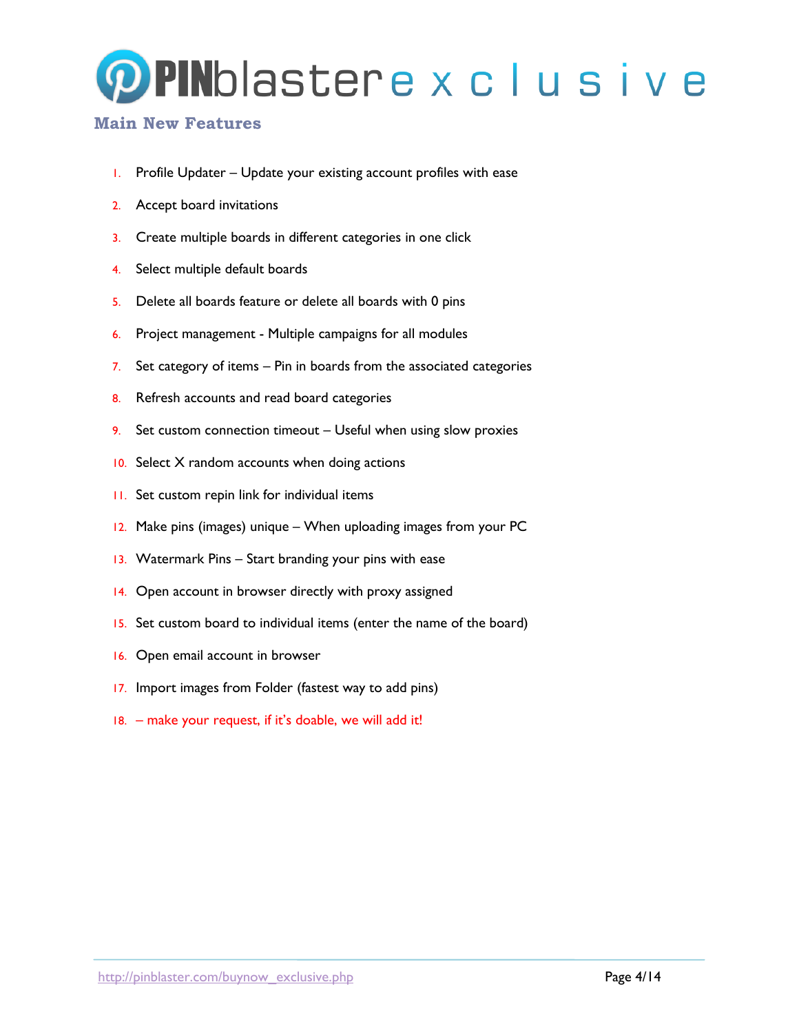# PINblaster exclusive

## Main New Features

1. Profile Updater – Update your existing account profiles with ease
2. Accept board invitations
3. Create multiple boards in different categories in one click
4. Select multiple default boards
5. Delete all boards feature or delete all boards with 0 pins
6. Project management - Multiple campaigns for all modules
7. Set category of items – Pin in boards from the associated categories
8. Refresh accounts and read board categories
9. Set custom connection timeout – Useful when using slow proxies
10. Select X random accounts when doing actions
11. Set custom repin link for individual items
12. Make pins (images) unique – When uploading images from your PC
13. Watermark Pins – Start branding your pins with ease
14. Open account in browser directly with proxy assigned
15. Set custom board to individual items (enter the name of the board)
16. Open email account in browser
17. Import images from Folder (fastest way to add pins)
18. – make your request, if it's doable, we will add it!

http://pinblaster.com/buynow_exclusive.php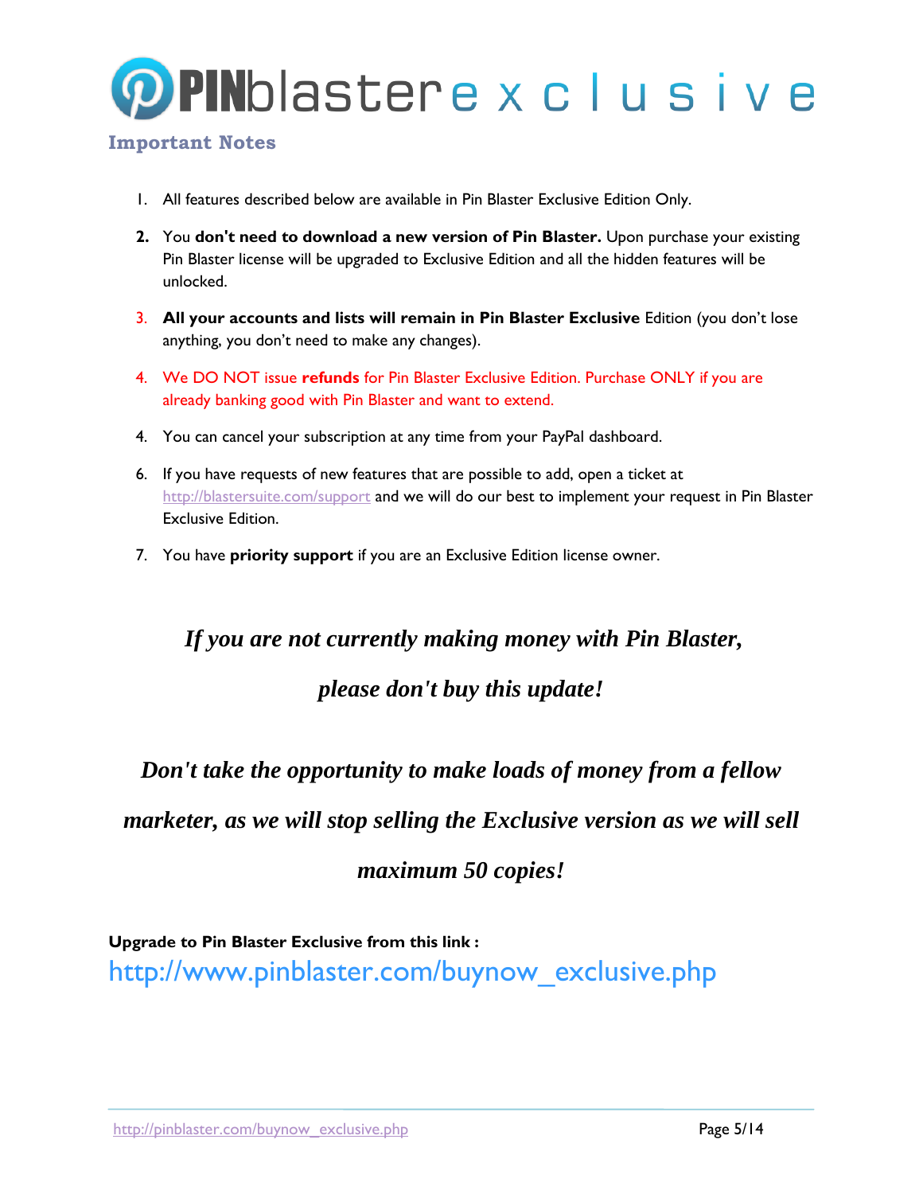# PINblaster exclusive

## Important Notes

1. All features described below are available in Pin Blaster Exclusive Edition Only.
2. You **don't need to download a new version of Pin Blaster.** Upon purchase your existing Pin Blaster license will be upgraded to Exclusive Edition and all the hidden features will be unlocked.
3. **All your accounts and lists will remain in Pin Blaster Exclusive** Edition (you don't lose anything, you don't need to make any changes).
4. We DO NOT issue **refunds** for Pin Blaster Exclusive Edition. Purchase ONLY if you are already banking good with Pin Blaster and want to extend.
4. You can cancel your subscription at any time from your PayPal dashboard.
6. If you have requests of new features that are possible to add, open a ticket at http://blastersuite.com/support and we will do our best to implement your request in Pin Blaster Exclusive Edition.
7. You have **priority support** if you are an Exclusive Edition license owner.

***If you are not currently making money with Pin Blaster, please don't buy this update!***

***Don't take the opportunity to make loads of money from a fellow marketer, as we will stop selling the Exclusive version as we will sell maximum 50 copies!***

**Upgrade to Pin Blaster Exclusive from this link :**

http://www.pinblaster.com/buynow_exclusive.php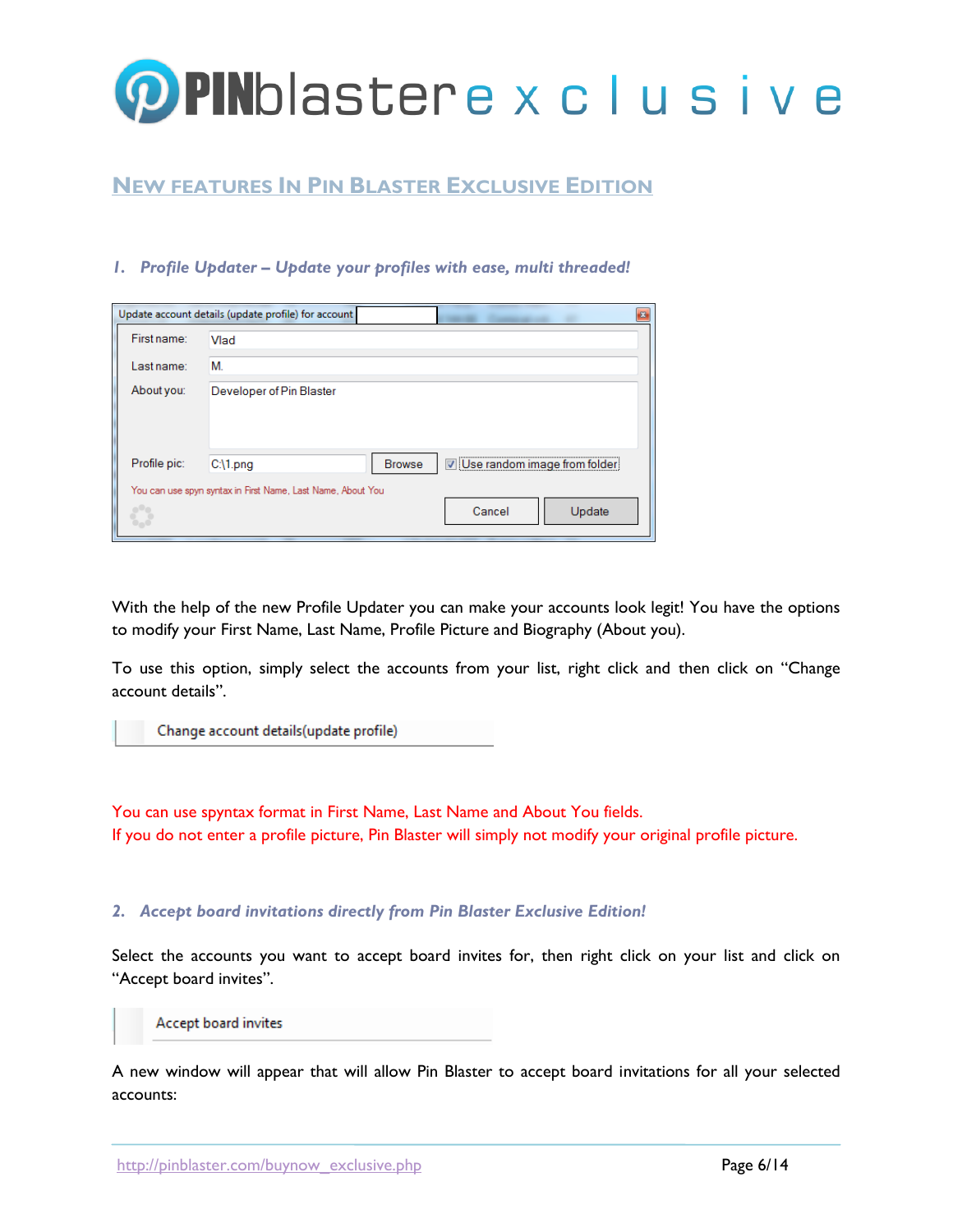# PINblaster exclusive

## New features in Pin Blaster Exclusive Edition

### 1. *Profile Updater – Update your profiles with ease, multi threaded!*

Update account details (update profile) for account

First name: Vlad
Last name: M.
About you: Developer of Pin Blaster
Profile pic: C:\1.png [Browse] [✓] Use random image from folder
You can use spyn syntax in First Name, Last Name, About You
[Cancel] [Update]

With the help of the new Profile Updater you can make your accounts look legit! You have the options to modify your First Name, Last Name, Profile Picture and Biography (About you).

To use this option, simply select the accounts from your list, right click and then click on "Change account details".

Change account details(update profile)

You can use spyntax format in First Name, Last Name and About You fields.
If you do not enter a profile picture, Pin Blaster will simply not modify your original profile picture.

### 2. *Accept board invitations directly from Pin Blaster Exclusive Edition!*

Select the accounts you want to accept board invites for, then right click on your list and click on "Accept board invites".

Accept board invites

A new window will appear that will allow Pin Blaster to accept board invitations for all your selected accounts: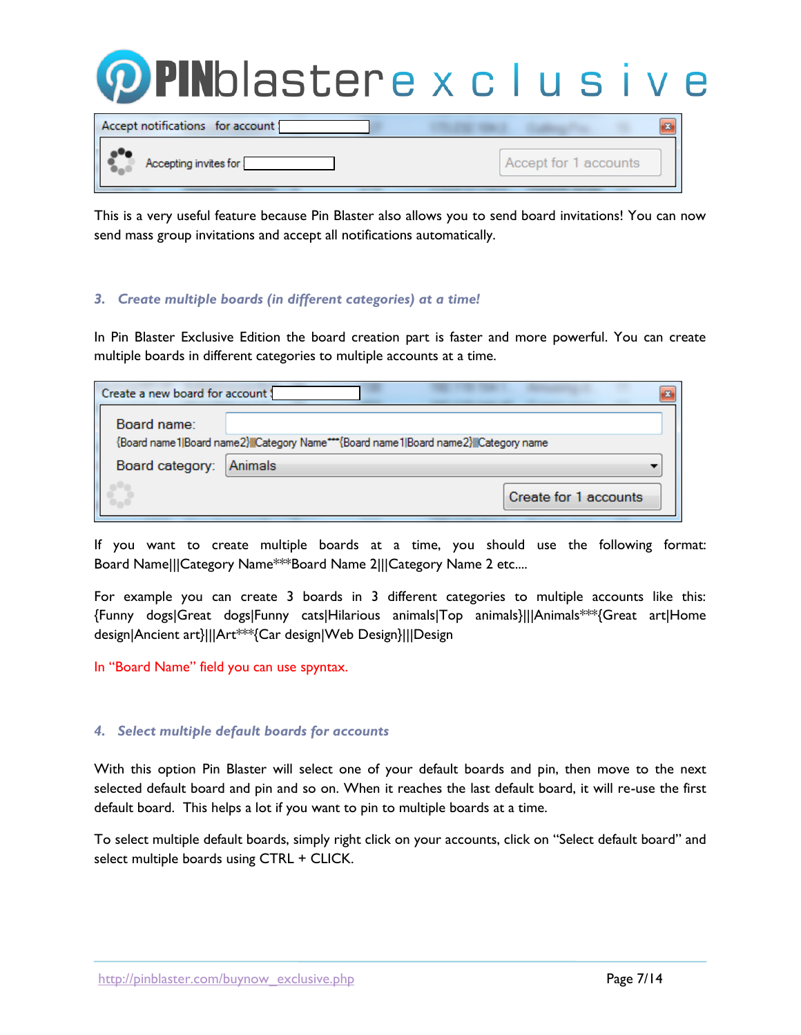This is a very useful feature because Pin Blaster also allows you to send board invitations! You can now send mass group invitations and accept all notifications automatically.

### 3. *Create multiple boards (in different categories) at a time!*

In Pin Blaster Exclusive Edition the board creation part is faster and more powerful. You can create multiple boards in different categories to multiple accounts at a time.

If you want to create multiple boards at a time, you should use the following format: Board Name|||Category Name***Board Name 2|||Category Name 2 etc....

For example you can create 3 boards in 3 different categories to multiple accounts like this: {Funny dogs|Great dogs|Funny cats|Hilarious animals|Top animals}|||Animals***{Great art|Home design|Ancient art}|||Art***{Car design|Web Design}|||Design

In "Board Name" field you can use spyntax.

### 4. *Select multiple default boards for accounts*

With this option Pin Blaster will select one of your default boards and pin, then move to the next selected default board and pin and so on. When it reaches the last default board, it will re-use the first default board. This helps a lot if you want to pin to multiple boards at a time.

To select multiple default boards, simply right click on your accounts, click on "Select default board" and select multiple boards using CTRL + CLICK.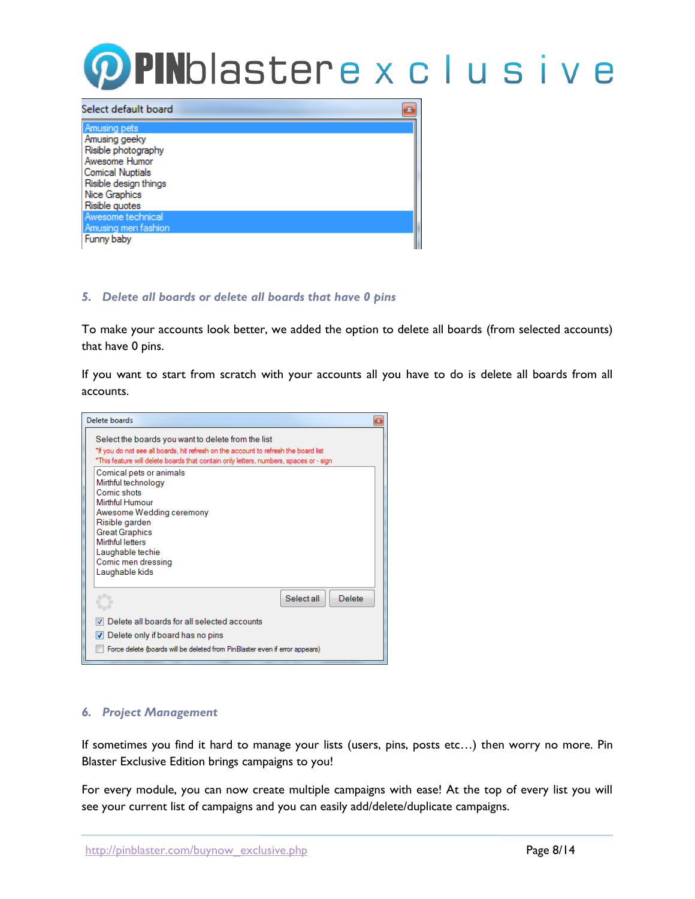### 5. Delete all boards or delete all boards that have 0 pins

To make your accounts look better, we added the option to delete all boards (from selected accounts) that have 0 pins.

If you want to start from scratch with your accounts all you have to do is delete all boards from all accounts.

### 6. Project Management

If sometimes you find it hard to manage your lists (users, pins, posts etc…) then worry no more. Pin Blaster Exclusive Edition brings campaigns to you!

For every module, you can now create multiple campaigns with ease! At the top of every list you will see your current list of campaigns and you can easily add/delete/duplicate campaigns.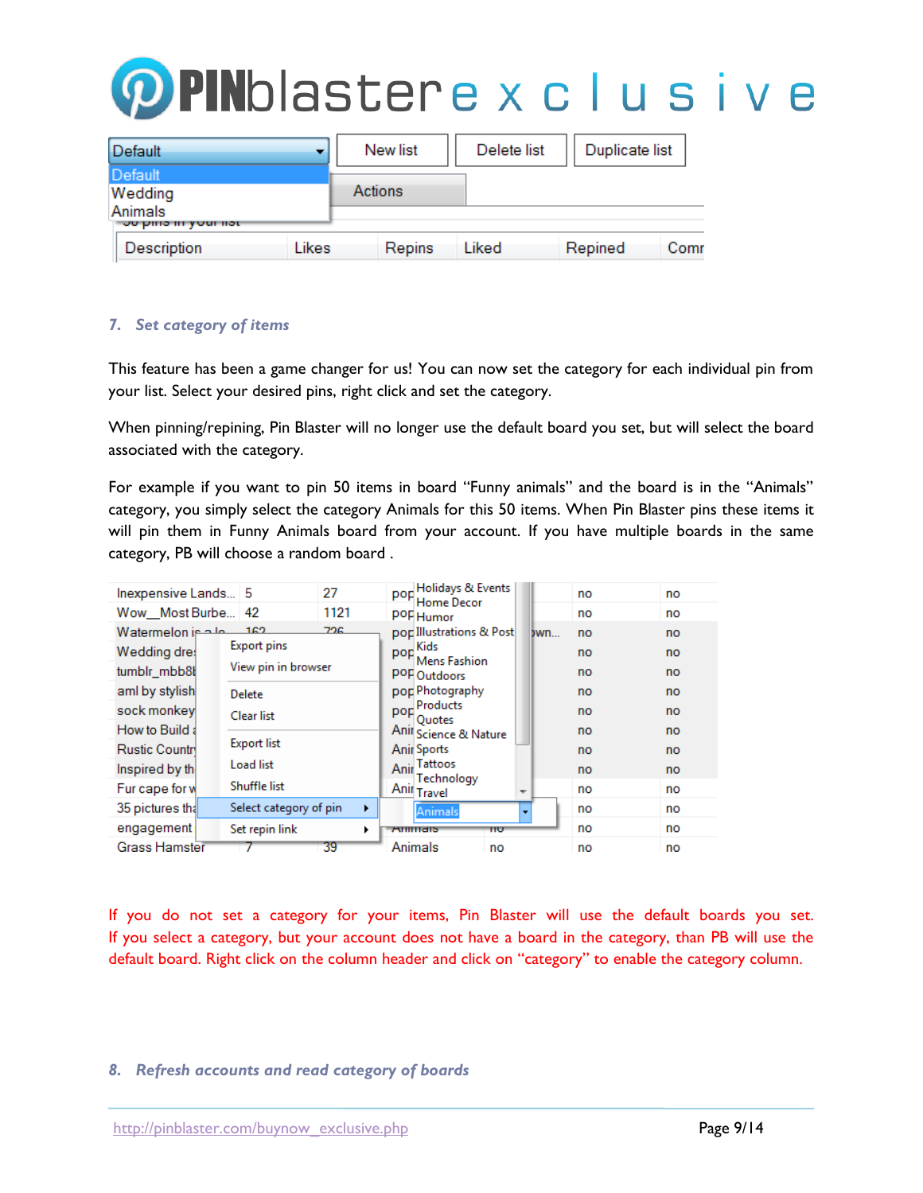## 7. Set category of items

This feature has been a game changer for us! You can now set the category for each individual pin from your list. Select your desired pins, right click and set the category.

When pinning/repining, Pin Blaster will no longer use the default board you set, but will select the board associated with the category.

For example if you want to pin 50 items in board "Funny animals" and the board is in the "Animals" category, you simply select the category Animals for this 50 items. When Pin Blaster pins these items it will pin them in Funny Animals board from your account. If you have multiple boards in the same category, PB will choose a random board .

If you do not set a category for your items, Pin Blaster will use the default boards you set. If you select a category, but your account does not have a board in the category, than PB will use the default board. Right click on the column header and click on "category" to enable the category column.

## 8. Refresh accounts and read category of boards

http://pinblaster.com/buynow_exclusive.php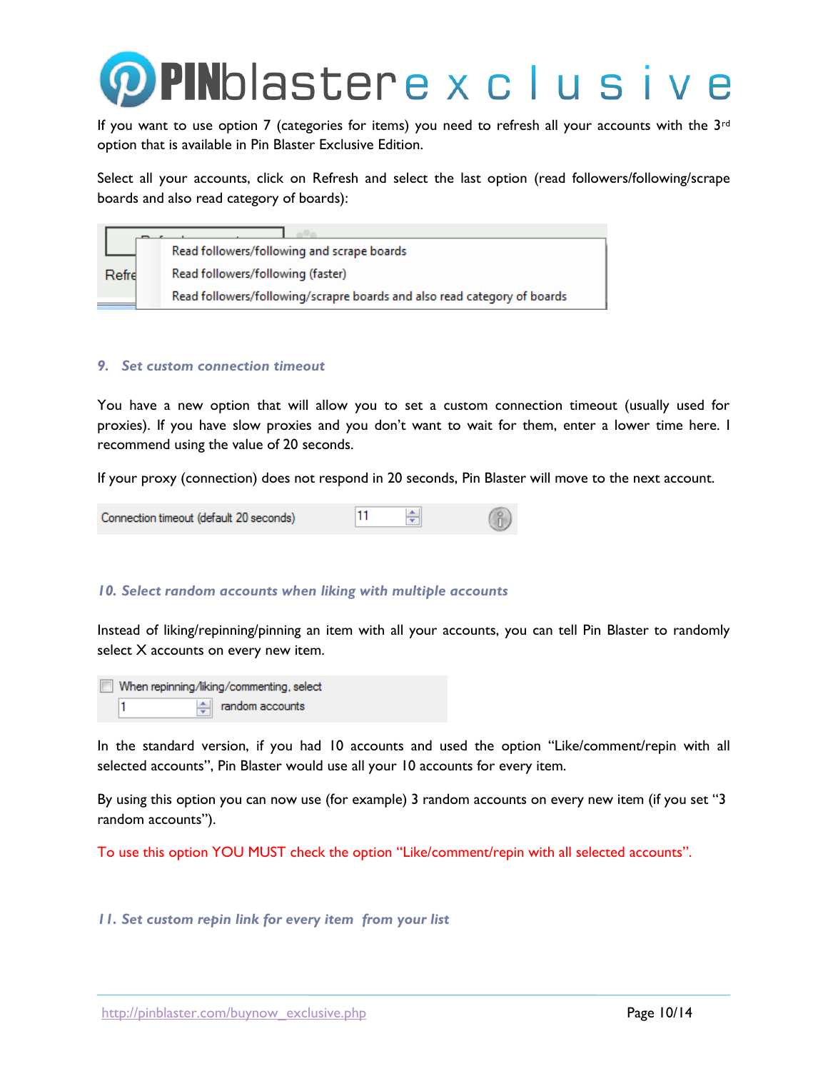If you want to use option 7 (categories for items) you need to refresh all your accounts with the 3rd option that is available in Pin Blaster Exclusive Edition.

Select all your accounts, click on Refresh and select the last option (read followers/following/scrape boards and also read category of boards):

### 9. Set custom connection timeout

You have a new option that will allow you to set a custom connection timeout (usually used for proxies). If you have slow proxies and you don't want to wait for them, enter a lower time here. I recommend using the value of 20 seconds.

If your proxy (connection) does not respond in 20 seconds, Pin Blaster will move to the next account.

### 10. Select random accounts when liking with multiple accounts

Instead of liking/repinning/pinning an item with all your accounts, you can tell Pin Blaster to randomly select X accounts on every new item.

In the standard version, if you had 10 accounts and used the option "Like/comment/repin with all selected accounts", Pin Blaster would use all your 10 accounts for every item.

By using this option you can now use (for example) 3 random accounts on every new item (if you set "3 random accounts").

To use this option YOU MUST check the option "Like/comment/repin with all selected accounts".

### 11. Set custom repin link for every item from your list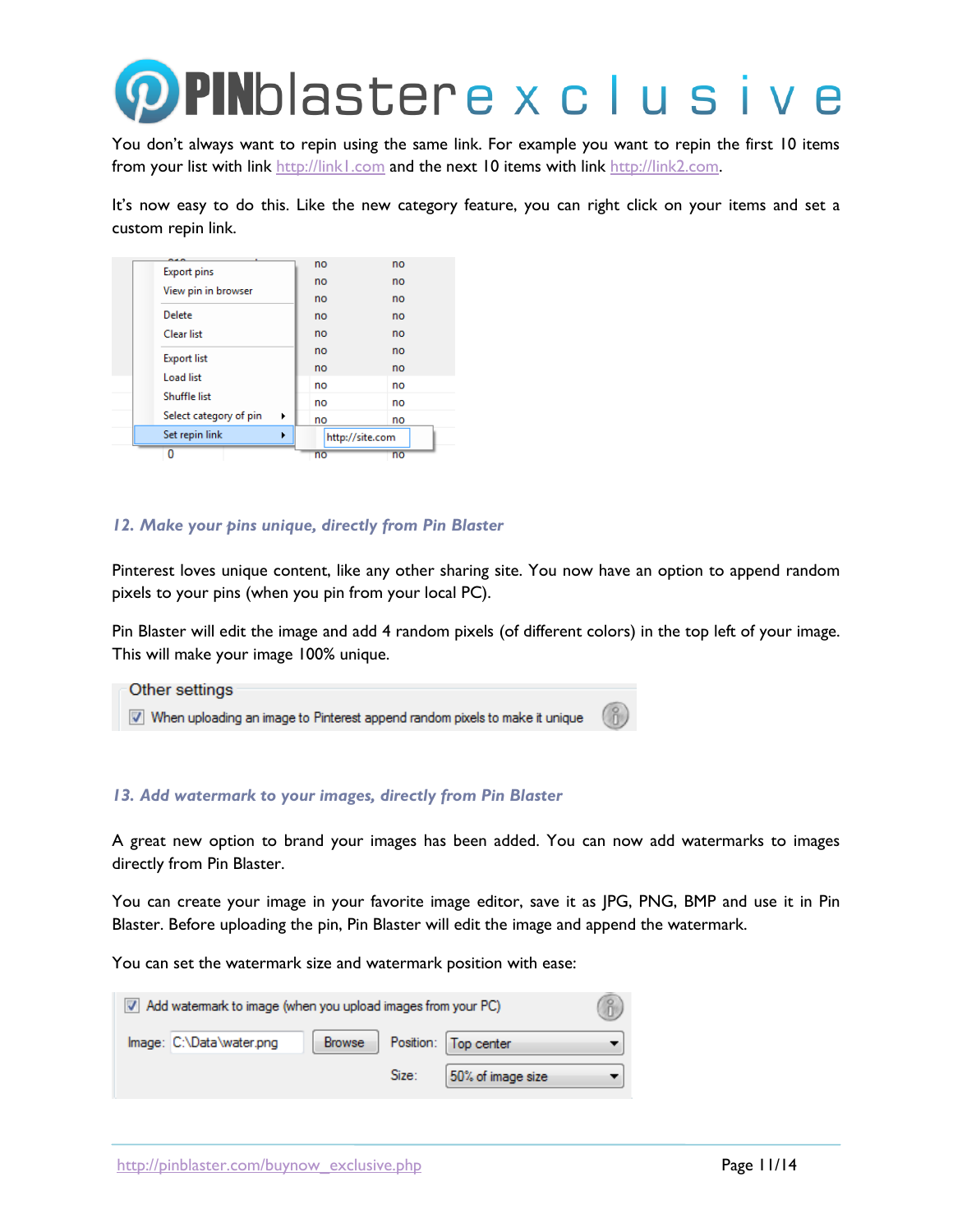You don't always want to repin using the same link. For example you want to repin the first 10 items from your list with link http://link1.com and the next 10 items with link http://link2.com.

It's now easy to do this. Like the new category feature, you can right click on your items and set a custom repin link.

### *12. Make your pins unique, directly from Pin Blaster*

Pinterest loves unique content, like any other sharing site. You now have an option to append random pixels to your pins (when you pin from your local PC).

Pin Blaster will edit the image and add 4 random pixels (of different colors) in the top left of your image. This will make your image 100% unique.

### *13. Add watermark to your images, directly from Pin Blaster*

A great new option to brand your images has been added. You can now add watermarks to images directly from Pin Blaster.

You can create your image in your favorite image editor, save it as JPG, PNG, BMP and use it in Pin Blaster. Before uploading the pin, Pin Blaster will edit the image and append the watermark.

You can set the watermark size and watermark position with ease:

http://pinblaster.com/buynow_exclusive.php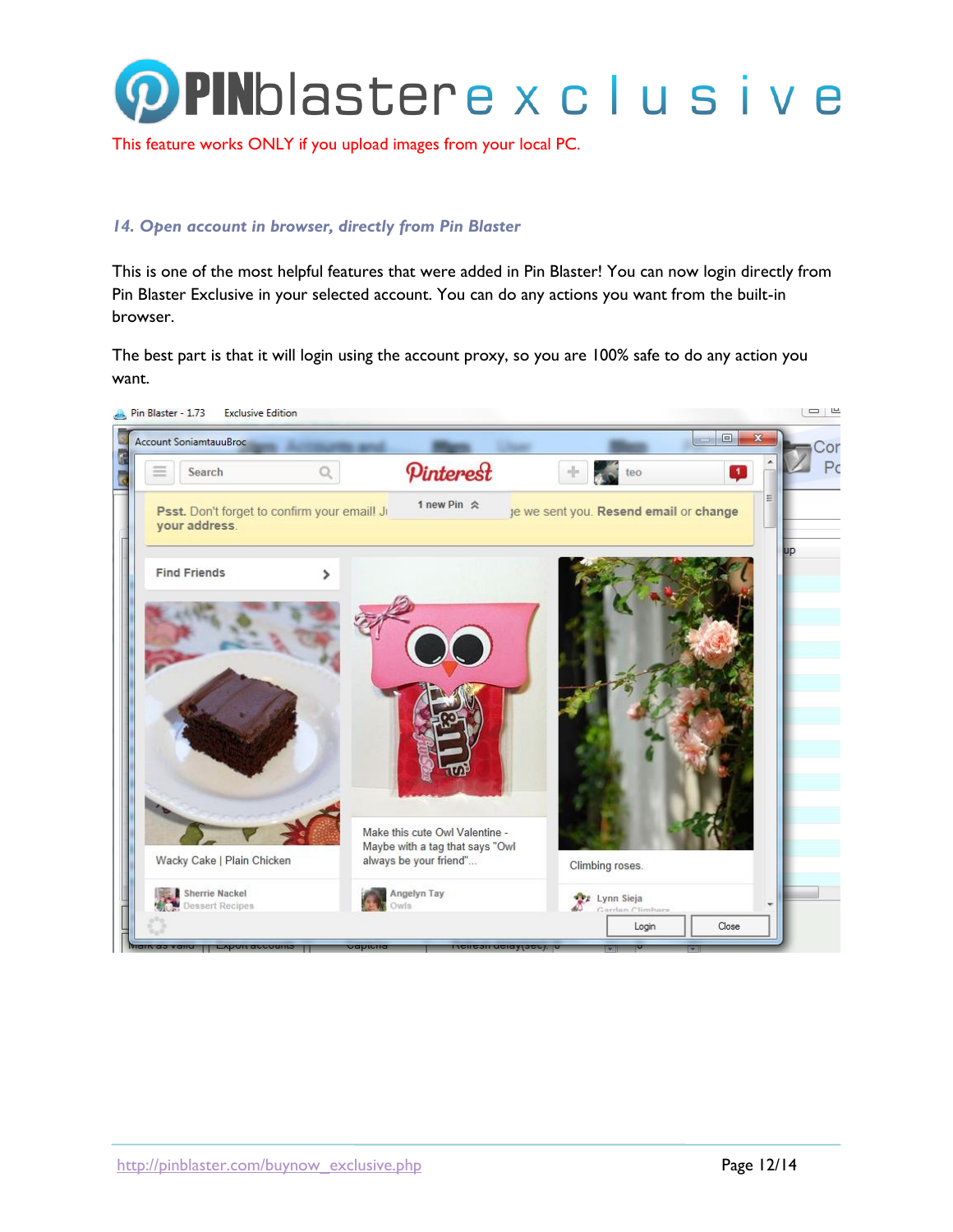This feature works ONLY if you upload images from your local PC.

### *14. Open account in browser, directly from Pin Blaster*

This is one of the most helpful features that were added in Pin Blaster! You can now login directly from Pin Blaster Exclusive in your selected account. You can do any actions you want from the built-in browser.

The best part is that it will login using the account proxy, so you are 100% safe to do any action you want.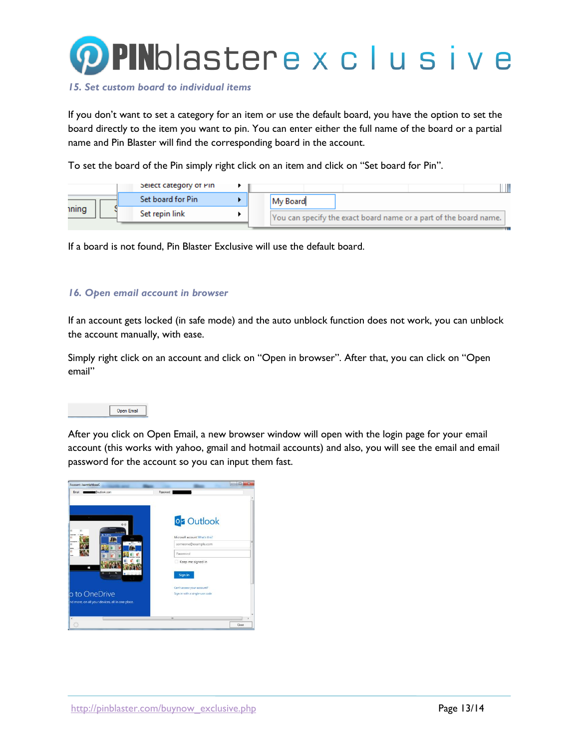### 15. Set custom board to individual items

If you don't want to set a category for an item or use the default board, you have the option to set the board directly to the item you want to pin. You can enter either the full name of the board or a partial name and Pin Blaster will find the corresponding board in the account.

To set the board of the Pin simply right click on an item and click on "Set board for Pin".

If a board is not found, Pin Blaster Exclusive will use the default board.

### 16. Open email account in browser

If an account gets locked (in safe mode) and the auto unblock function does not work, you can unblock the account manually, with ease.

Simply right click on an account and click on "Open in browser". After that, you can click on "Open email"

After you click on Open Email, a new browser window will open with the login page for your email account (this works with yahoo, gmail and hotmail accounts) and also, you will see the email and email password for the account so you can input them fast.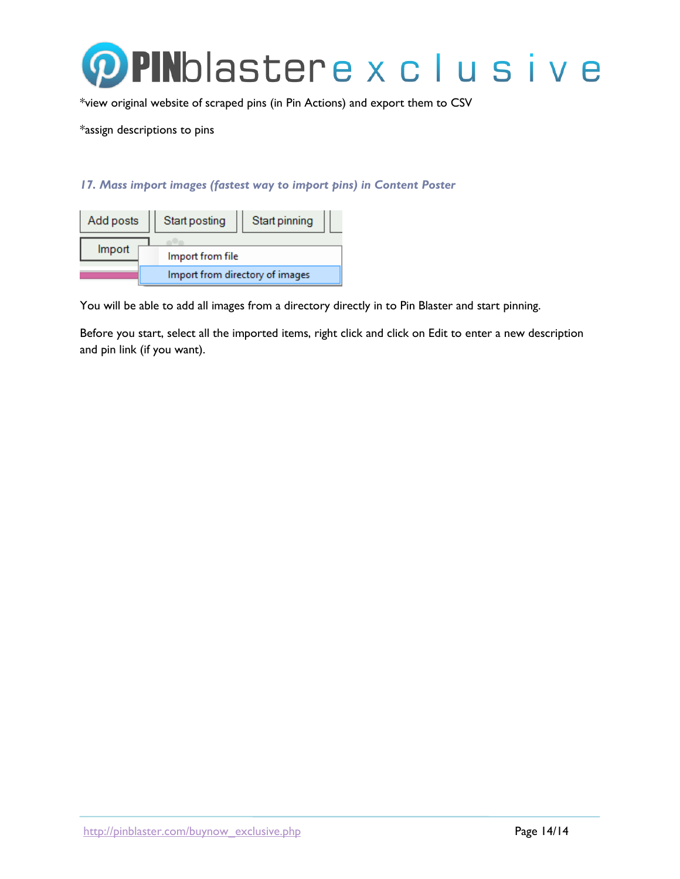*view original website of scraped pins (in Pin Actions) and export them to CSV

*assign descriptions to pins

### *17. Mass import images (fastest way to import pins) in Content Poster*

You will be able to add all images from a directory directly in to Pin Blaster and start pinning.

Before you start, select all the imported items, right click and click on Edit to enter a new description and pin link (if you want).